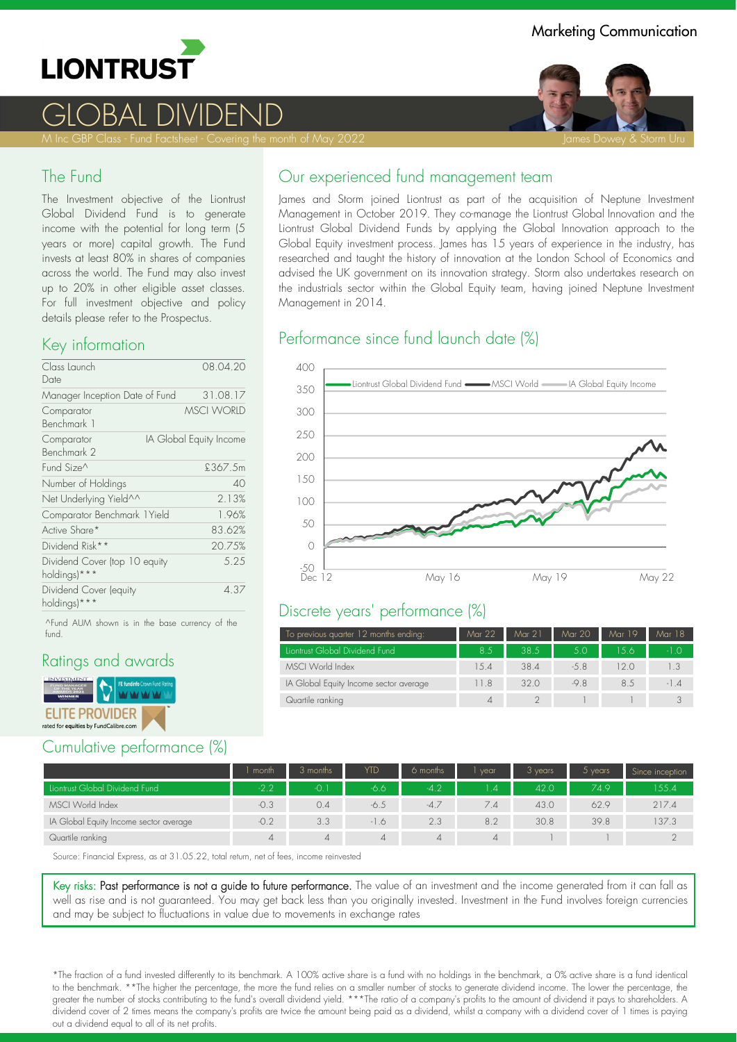Marketing Communication

# LIONTRUST

# GLOBAL DIVIDEND

M Inc GBP Class - Fund Factsheet - Covering the month of May 2022

James Dowey & Storm Uru

## The Fund

The Investment objective of the Liontrust Global Dividend Fund is to generate income with the potential for long term (5 years or more) capital growth. The Fund invests at least 80% in shares of companies across the world. The Fund may also invest up to 20% in other eligible asset classes. For full investment objective and policy details please refer to the Prospectus.

## Key information

| | |
|---|---|
| Class Launch Date | 08.04.20 |
| Manager Inception Date of Fund | 31.08.17 |
| Comparator Benchmark 1 | MSCI WORLD |
| Comparator Benchmark 2 | IA Global Equity Income |
| Fund Size^ | £367.5m |
| Number of Holdings | 40 |
| Net Underlying Yield^^ | 2.13% |
| Comparator Benchmark 1Yield | 1.96% |
| Active Share* | 83.62% |
| Dividend Risk** | 20.75% |
| Dividend Cover (top 10 equity holdings)*** | 5.25 |
| Dividend Cover (equity holdings)*** | 4.37 |

^Fund AUM shown is in the base currency of the fund.

## Ratings and awards

## Our experienced fund management team

James and Storm joined Liontrust as part of the acquisition of Neptune Investment Management in October 2019. They co-manage the Liontrust Global Innovation and the Liontrust Global Dividend Funds by applying the Global Innovation approach to the Global Equity investment process. James has 15 years of experience in the industry, has researched and taught the history of innovation at the London School of Economics and advised the UK government on its innovation strategy. Storm also undertakes research on the industrials sector within the Global Equity team, having joined Neptune Investment Management in 2014.

## Performance since fund launch date (%)

Liontrust Global Dividend Fund — MSCI World — IA Global Equity Income

## Discrete years' performance (%)

| To previous quarter 12 months ending: | Mar 22 | Mar 21 | Mar 20 | Mar 19 | Mar 18 |
|---|---|---|---|---|---|
| Liontrust Global Dividend Fund | 8.5 | 38.5 | 5.0 | 15.6 | -1.0 |
| MSCI World Index | 15.4 | 38.4 | -5.8 | 12.0 | 1.3 |
| IA Global Equity Income sector average | 11.8 | 32.0 | -9.8 | 8.5 | -1.4 |
| Quartile ranking | 4 | 2 | 1 | 1 | 3 |

## Cumulative performance (%)

| | 1 month | 3 months | YTD | 6 months | 1 year | 3 years | 5 years | Since inception |
|---|---|---|---|---|---|---|---|---|
| Liontrust Global Dividend Fund | -2.2 | -0.1 | -6.6 | -4.2 | 1.4 | 42.0 | 74.9 | 155.4 |
| MSCI World Index | -0.3 | 0.4 | -6.5 | -4.7 | 7.4 | 43.0 | 62.9 | 217.4 |
| IA Global Equity Income sector average | -0.2 | 3.3 | -1.6 | 2.3 | 8.2 | 30.8 | 39.8 | 137.3 |
| Quartile ranking | 4 | 4 | 4 | 4 | 4 | 1 | 1 | 2 |

Source: Financial Express, as at 31.05.22, total return, net of fees, income reinvested

Key risks: Past performance is not a guide to future performance. The value of an investment and the income generated from it can fall as well as rise and is not guaranteed. You may get back less than you originally invested. Investment in the Fund involves foreign currencies and may be subject to fluctuations in value due to movements in exchange rates

*The fraction of a fund invested differently to its benchmark. A 100% active share is a fund with no holdings in the benchmark, a 0% active share is a fund identical to the benchmark. **The higher the percentage, the more the fund relies on a smaller number of stocks to generate dividend income. The lower the percentage, the greater the number of stocks contributing to the fund's overall dividend yield. ***The ratio of a company's profits to the amount of dividend it pays to shareholders. A dividend cover of 2 times means the company's profits are twice the amount being paid as a dividend, whilst a company with a dividend cover of 1 times is paying out a dividend equal to all of its net profits.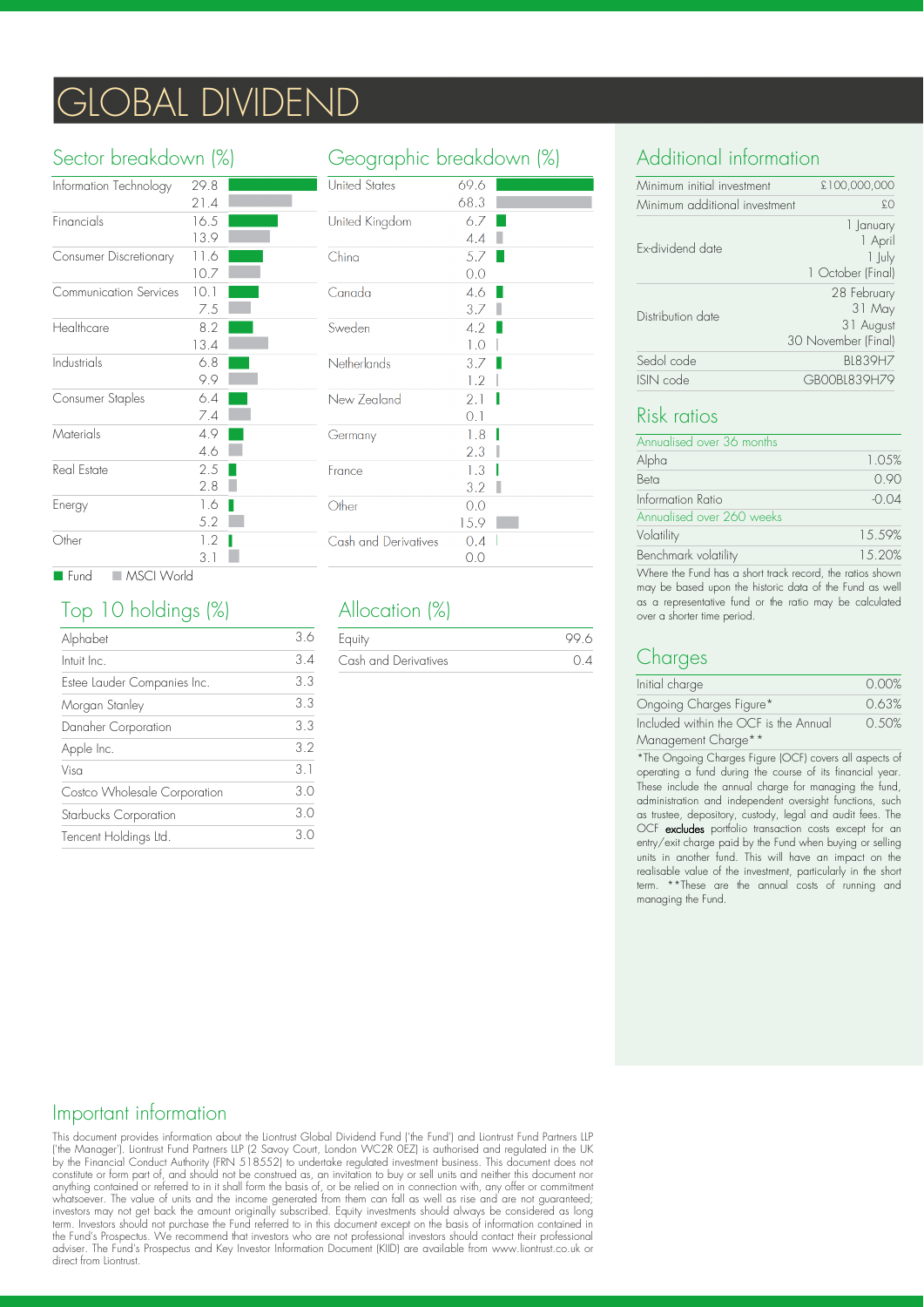# GLOBAL DIVIDEND

## Sector breakdown (%)

| | Fund | MSCI World |
|---|---|---|
| Information Technology | 29.8 | 21.4 |
| Financials | 16.5 | 13.9 |
| Consumer Discretionary | 11.6 | 10.7 |
| Communication Services | 10.1 | 7.5 |
| Healthcare | 8.2 | 13.4 |
| Industrials | 6.8 | 9.9 |
| Consumer Staples | 6.4 | 7.4 |
| Materials | 4.9 | 4.6 |
| Real Estate | 2.5 | 2.8 |
| Energy | 1.6 | 5.2 |
| Other | 1.2 | 3.1 |

■ Fund ■ MSCI World

## Geographic breakdown (%)

| | Fund | MSCI World |
|---|---|---|
| United States | 69.6 | 68.3 |
| United Kingdom | 6.7 | 4.4 |
| China | 5.7 | 0.0 |
| Canada | 4.6 | 3.7 |
| Sweden | 4.2 | 1.0 |
| Netherlands | 3.7 | 1.2 |
| New Zealand | 2.1 | 0.1 |
| Germany | 1.8 | 2.3 |
| France | 1.3 | 3.2 |
| Other | 0.0 | 15.9 |
| Cash and Derivatives | 0.4 | 0.0 |

## Top 10 holdings (%)

| | |
|---|---|
| Alphabet | 3.6 |
| Intuit Inc. | 3.4 |
| Estee Lauder Companies Inc. | 3.3 |
| Morgan Stanley | 3.3 |
| Danaher Corporation | 3.3 |
| Apple Inc. | 3.2 |
| Visa | 3.1 |
| Costco Wholesale Corporation | 3.0 |
| Starbucks Corporation | 3.0 |
| Tencent Holdings Ltd. | 3.0 |

## Allocation (%)

| | |
|---|---|
| Equity | 99.6 |
| Cash and Derivatives | 0.4 |

## Additional information

| | |
|---|---|
| Minimum initial investment | £100,000,000 |
| Minimum additional investment | £0 |
| Ex-dividend date | 1 January<br>1 April<br>1 July<br>1 October (Final) |
| Distribution date | 28 February<br>31 May<br>31 August<br>30 November (Final) |
| Sedol code | BL839H7 |
| ISIN code | GB00BL839H79 |

## Risk ratios

| Annualised over 36 months | |
|---|---|
| Alpha | 1.05% |
| Beta | 0.90 |
| Information Ratio | -0.04 |
| **Annualised over 260 weeks** | |
| Volatility | 15.59% |
| Benchmark volatility | 15.20% |

Where the Fund has a short track record, the ratios shown may be based upon the historic data of the Fund as well as a representative fund or the ratio may be calculated over a shorter time period.

## Charges

| | |
|---|---|
| Initial charge | 0.00% |
| Ongoing Charges Figure* | 0.63% |
| Included within the OCF is the Annual Management Charge** | 0.50% |

*The Ongoing Charges Figure (OCF) covers all aspects of operating a fund during the course of its financial year. These include the annual charge for managing the fund, administration and independent oversight functions, such as trustee, depository, custody, legal and audit fees. The OCF **excludes** portfolio transaction costs except for an entry/exit charge paid by the Fund when buying or selling units in another fund. This will have an impact on the realisable value of the investment, particularly in the short term. **These are the annual costs of running and managing the Fund.

## Important information

This document provides information about the Liontrust Global Dividend Fund ('the Fund') and Liontrust Fund Partners LLP ('the Manager'). Liontrust Fund Partners LLP (2 Savoy Court, London WC2R 0EZ) is authorised and regulated in the UK by the Financial Conduct Authority (FRN 518552) to undertake regulated investment business. This document does not constitute or form part of, and should not be construed as, an invitation to buy or sell units and neither this document nor anything contained or referred to in it shall form the basis of, or be relied on in connection with, any offer or commitment whatsoever. The value of units and the income generated from them can fall as well as rise and are not guaranteed; investors may not get back the amount originally subscribed. Equity investments should always be considered as long term. Investors should not purchase the Fund referred to in this document except on the basis of information contained in the Fund's Prospectus. We recommend that investors who are not professional investors should contact their professional adviser. The Fund's Prospectus and Key Investor Information Document (KIID) are available from www.liontrust.co.uk or direct from Liontrust.